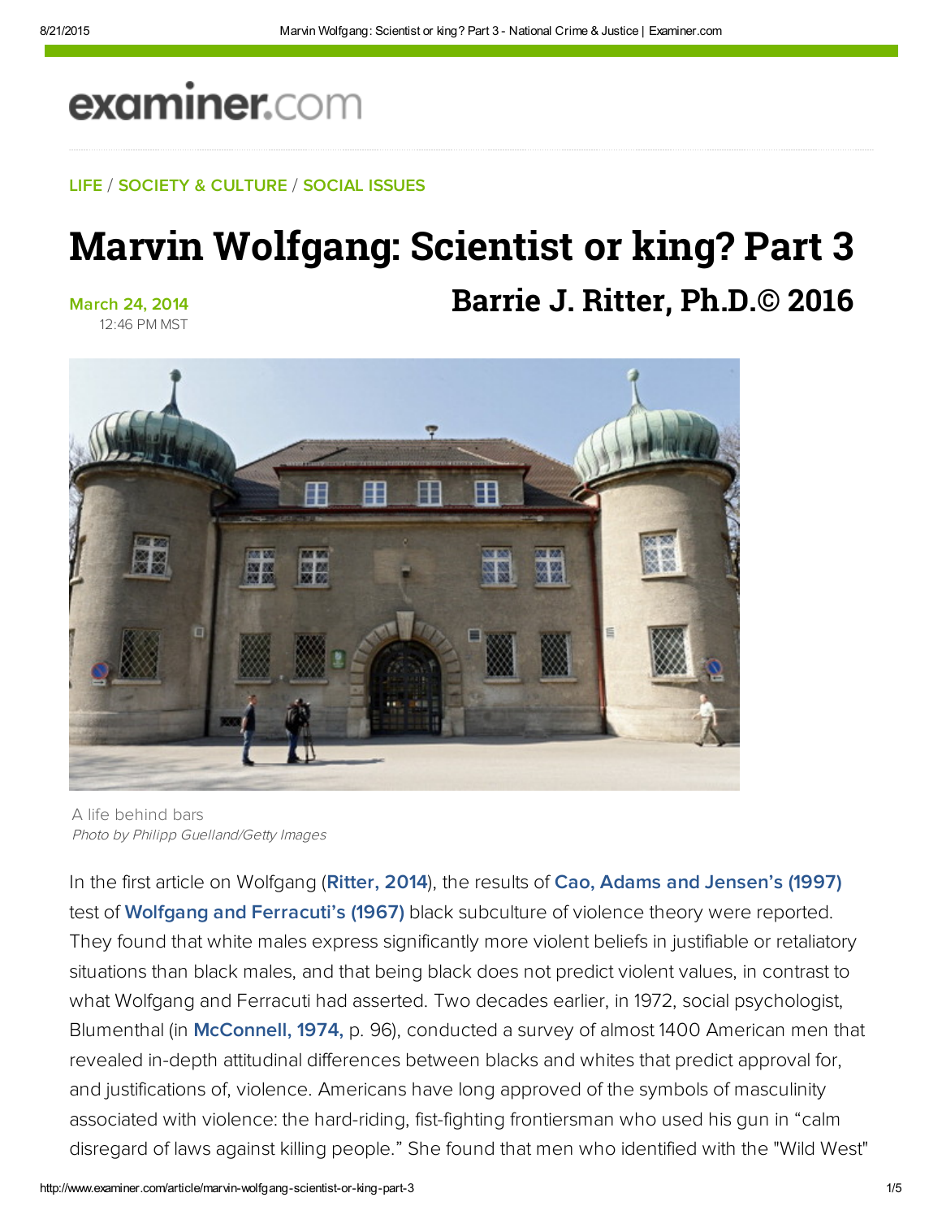examiner.com

LIFE / SOCIETY & CULTURE / SOCIAL ISSUES

# Marvin Wolfgang: Scientist or king? Part 3

March 24, 2014
12:46 PM MST

**Barrie J. Ritter, Ph.D.© 2016**

A life behind bars
*Photo by Philipp Guelland/Getty Images*

In the first article on Wolfgang (**Ritter, 2014**), the results of **Cao, Adams and Jensen's (1997)** test of **Wolfgang and Ferracuti's (1967)** black subculture of violence theory were reported. They found that white males express significantly more violent beliefs in justifiable or retaliatory situations than black males, and that being black does not predict violent values, in contrast to what Wolfgang and Ferracuti had asserted. Two decades earlier, in 1972, social psychologist, Blumenthal (in **McConnell, 1974,** p. 96), conducted a survey of almost 1400 American men that revealed in-depth attitudinal differences between blacks and whites that predict approval for, and justifications of, violence. Americans have long approved of the symbols of masculinity associated with violence: the hard-riding, fist-fighting frontiersman who used his gun in "calm disregard of laws against killing people." She found that men who identified with the "Wild West"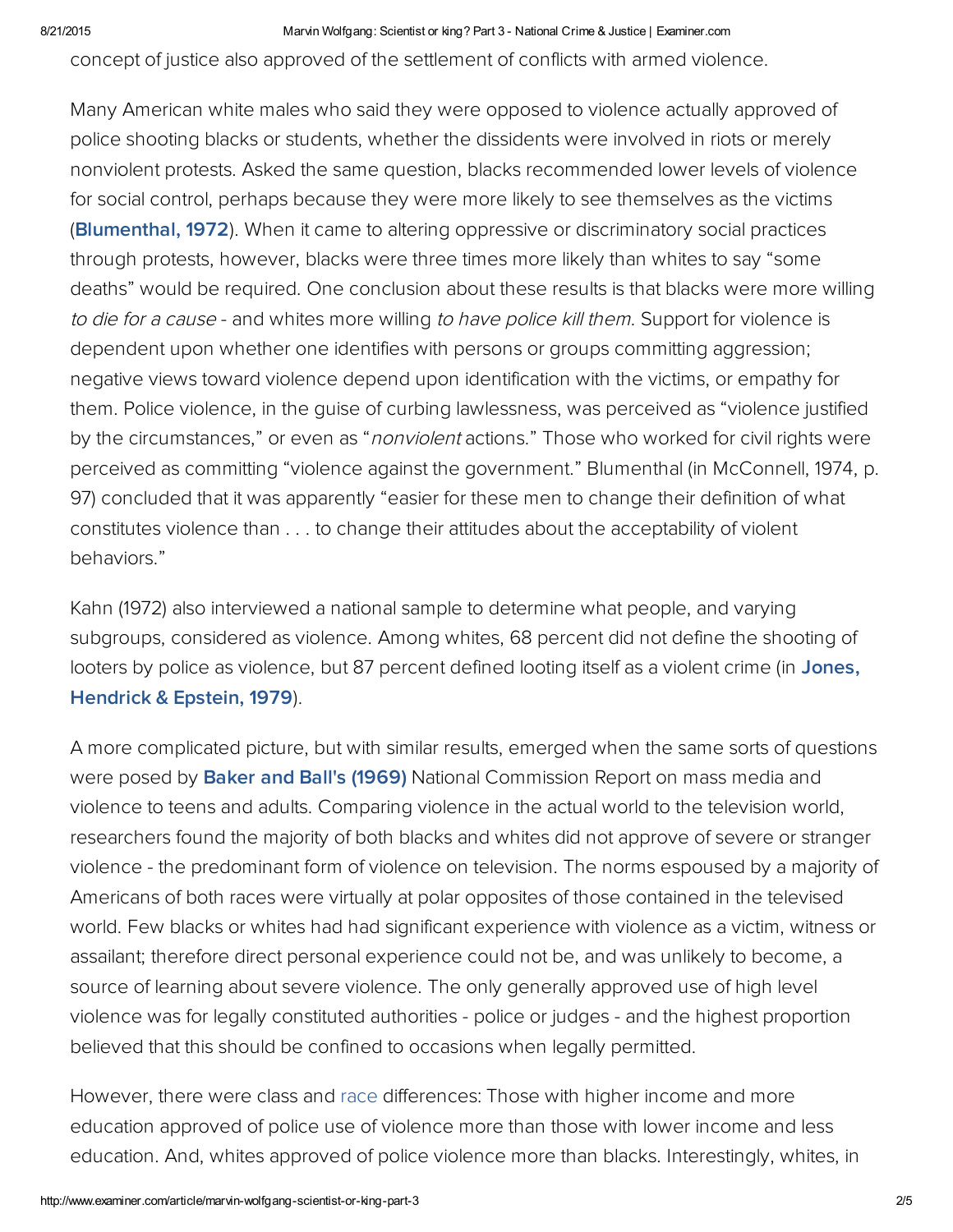concept of justice also approved of the settlement of conflicts with armed violence.

Many American white males who said they were opposed to violence actually approved of police shooting blacks or students, whether the dissidents were involved in riots or merely nonviolent protests. Asked the same question, blacks recommended lower levels of violence for social control, perhaps because they were more likely to see themselves as the victims (**Blumenthal, 1972**). When it came to altering oppressive or discriminatory social practices through protests, however, blacks were three times more likely than whites to say "some deaths" would be required. One conclusion about these results is that blacks were more willing *to die for a cause* - and whites more willing *to have police kill them*. Support for violence is dependent upon whether one identifies with persons or groups committing aggression; negative views toward violence depend upon identification with the victims, or empathy for them. Police violence, in the guise of curbing lawlessness, was perceived as "violence justified by the circumstances," or even as "*nonviolent* actions." Those who worked for civil rights were perceived as committing "violence against the government." Blumenthal (in McConnell, 1974, p. 97) concluded that it was apparently "easier for these men to change their definition of what constitutes violence than . . . to change their attitudes about the acceptability of violent behaviors."

Kahn (1972) also interviewed a national sample to determine what people, and varying subgroups, considered as violence. Among whites, 68 percent did not define the shooting of looters by police as violence, but 87 percent defined looting itself as a violent crime (in **Jones, Hendrick & Epstein, 1979**).

A more complicated picture, but with similar results, emerged when the same sorts of questions were posed by **Baker and Ball's (1969)** National Commission Report on mass media and violence to teens and adults. Comparing violence in the actual world to the television world, researchers found the majority of both blacks and whites did not approve of severe or stranger violence - the predominant form of violence on television. The norms espoused by a majority of Americans of both races were virtually at polar opposites of those contained in the televised world. Few blacks or whites had had significant experience with violence as a victim, witness or assailant; therefore direct personal experience could not be, and was unlikely to become, a source of learning about severe violence. The only generally approved use of high level violence was for legally constituted authorities - police or judges - and the highest proportion believed that this should be confined to occasions when legally permitted.

However, there were class and race differences: Those with higher income and more education approved of police use of violence more than those with lower income and less education. And, whites approved of police violence more than blacks. Interestingly, whites, in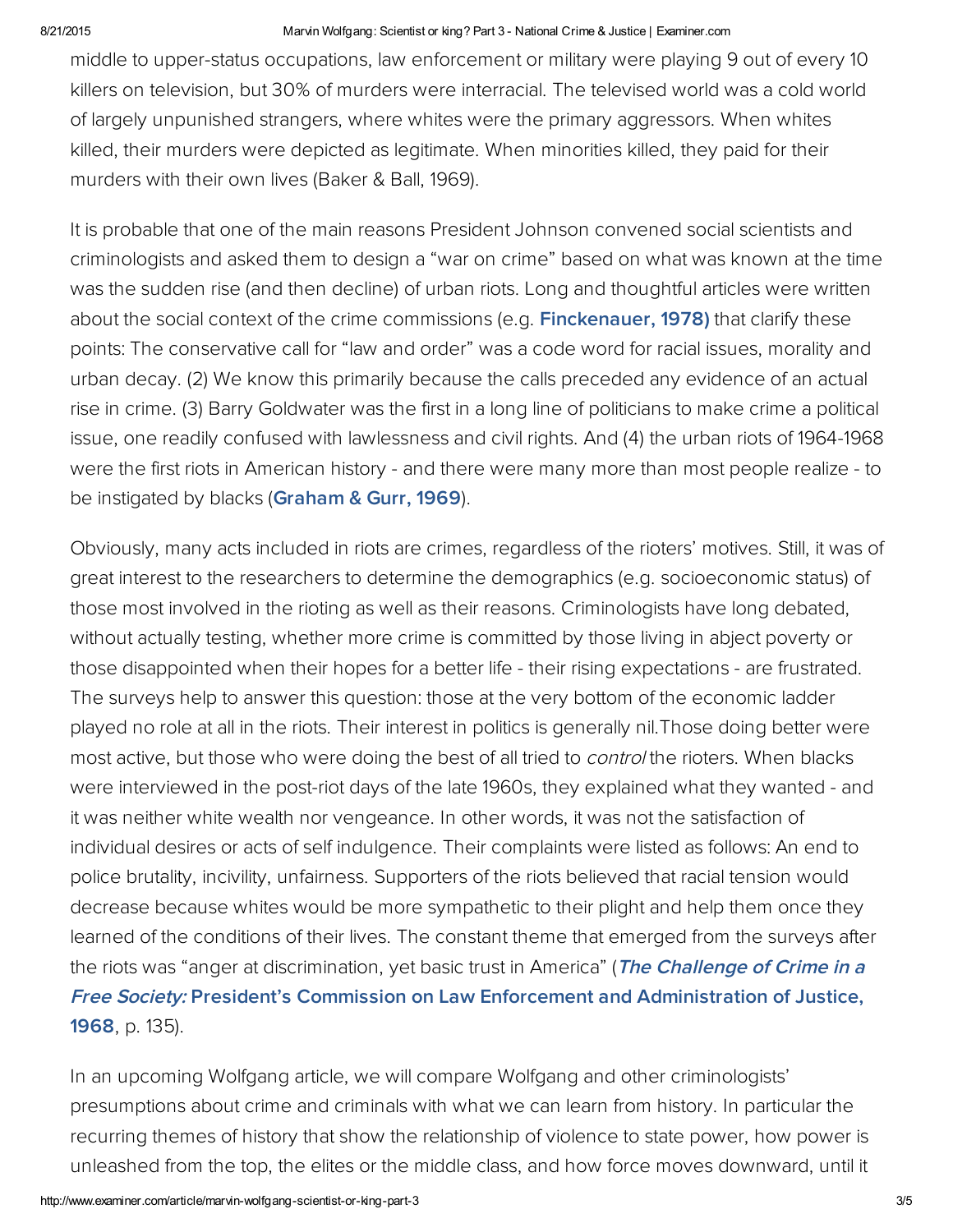middle to upper-status occupations, law enforcement or military were playing 9 out of every 10 killers on television, but 30% of murders were interracial. The televised world was a cold world of largely unpunished strangers, where whites were the primary aggressors. When whites killed, their murders were depicted as legitimate. When minorities killed, they paid for their murders with their own lives (Baker & Ball, 1969).

It is probable that one of the main reasons President Johnson convened social scientists and criminologists and asked them to design a "war on crime" based on what was known at the time was the sudden rise (and then decline) of urban riots. Long and thoughtful articles were written about the social context of the crime commissions (e.g. **Finckenauer, 1978)** that clarify these points: The conservative call for "law and order" was a code word for racial issues, morality and urban decay. (2) We know this primarily because the calls preceded any evidence of an actual rise in crime. (3) Barry Goldwater was the first in a long line of politicians to make crime a political issue, one readily confused with lawlessness and civil rights. And (4) the urban riots of 1964-1968 were the first riots in American history - and there were many more than most people realize - to be instigated by blacks (**Graham & Gurr, 1969**).

Obviously, many acts included in riots are crimes, regardless of the rioters' motives. Still, it was of great interest to the researchers to determine the demographics (e.g. socioeconomic status) of those most involved in the rioting as well as their reasons. Criminologists have long debated, without actually testing, whether more crime is committed by those living in abject poverty or those disappointed when their hopes for a better life - their rising expectations - are frustrated. The surveys help to answer this question: those at the very bottom of the economic ladder played no role at all in the riots. Their interest in politics is generally nil.Those doing better were most active, but those who were doing the best of all tried to *control* the rioters. When blacks were interviewed in the post-riot days of the late 1960s, they explained what they wanted - and it was neither white wealth nor vengeance. In other words, it was not the satisfaction of individual desires or acts of self indulgence. Their complaints were listed as follows: An end to police brutality, incivility, unfairness. Supporters of the riots believed that racial tension would decrease because whites would be more sympathetic to their plight and help them once they learned of the conditions of their lives. The constant theme that emerged from the surveys after the riots was "anger at discrimination, yet basic trust in America" (***The Challenge of Crime in a Free Society:*** **President's Commission on Law Enforcement and Administration of Justice, 1968**, p. 135).

In an upcoming Wolfgang article, we will compare Wolfgang and other criminologists' presumptions about crime and criminals with what we can learn from history. In particular the recurring themes of history that show the relationship of violence to state power, how power is unleashed from the top, the elites or the middle class, and how force moves downward, until it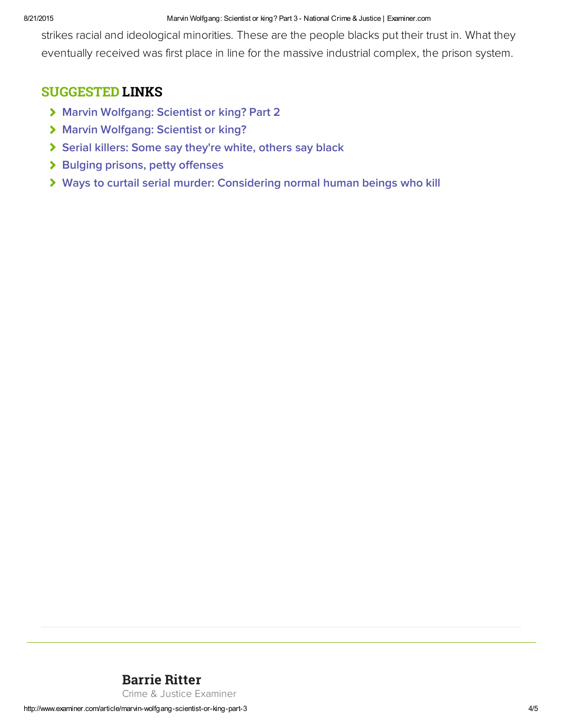strikes racial and ideological minorities. These are the people blacks put their trust in. What they eventually received was first place in line for the massive industrial complex, the prison system.

## SUGGESTED LINKS

- Marvin Wolfgang: Scientist or king? Part 2
- Marvin Wolfgang: Scientist or king?
- Serial killers: Some say they're white, others say black
- Bulging prisons, petty offenses
- Ways to curtail serial murder: Considering normal human beings who kill

**Barrie Ritter**
Crime & Justice Examiner